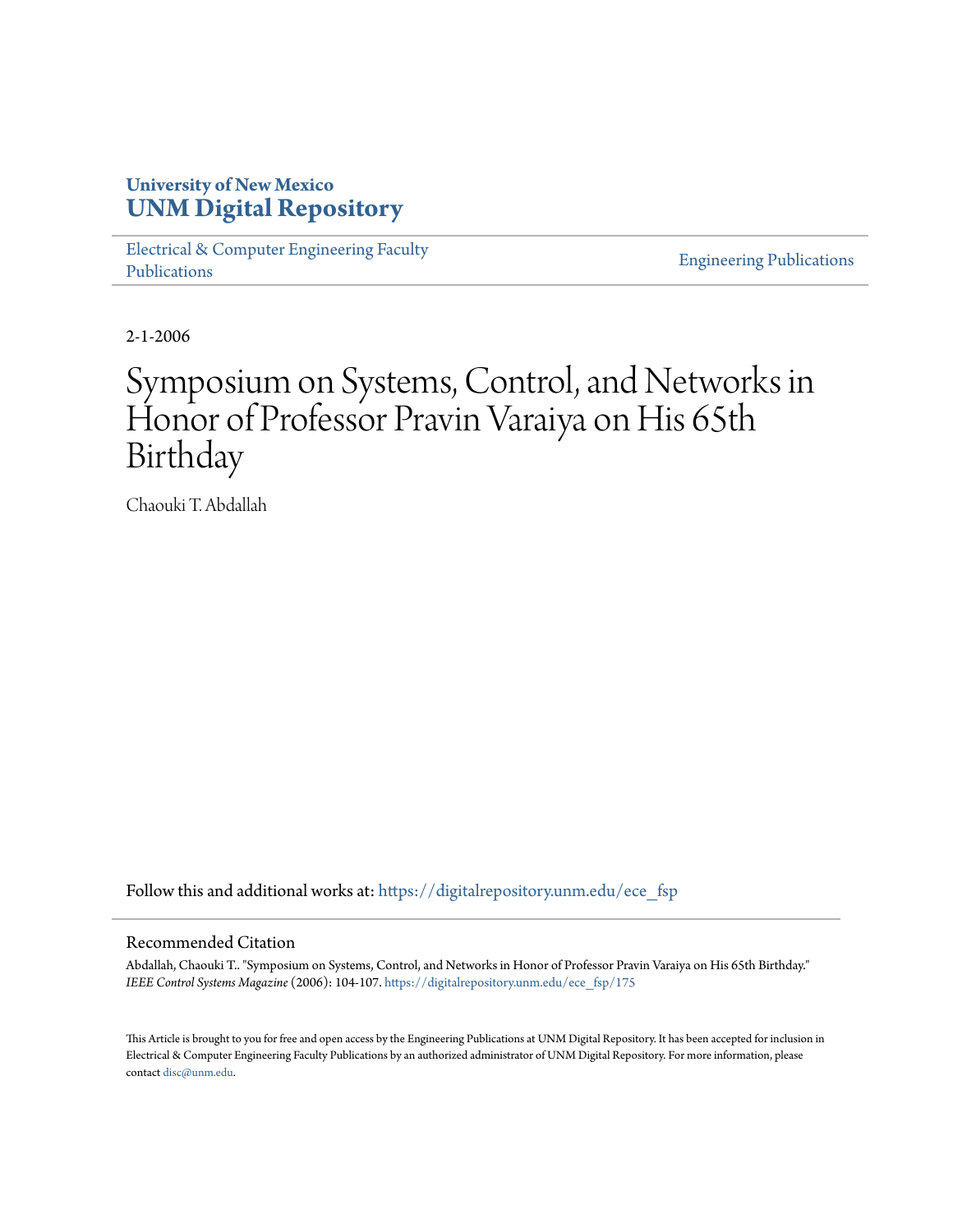University of New Mexico
**UNM Digital Repository**

Electrical & Computer Engineering Faculty Publications

Engineering Publications

2-1-2006

# Symposium on Systems, Control, and Networks in Honor of Professor Pravin Varaiya on His 65th Birthday

Chaouki T. Abdallah

Follow this and additional works at: https://digitalrepository.unm.edu/ece_fsp

## Recommended Citation

Abdallah, Chaouki T.. "Symposium on Systems, Control, and Networks in Honor of Professor Pravin Varaiya on His 65th Birthday." *IEEE Control Systems Magazine* (2006): 104-107. https://digitalrepository.unm.edu/ece_fsp/175

This Article is brought to you for free and open access by the Engineering Publications at UNM Digital Repository. It has been accepted for inclusion in Electrical & Computer Engineering Faculty Publications by an authorized administrator of UNM Digital Repository. For more information, please contact disc@unm.edu.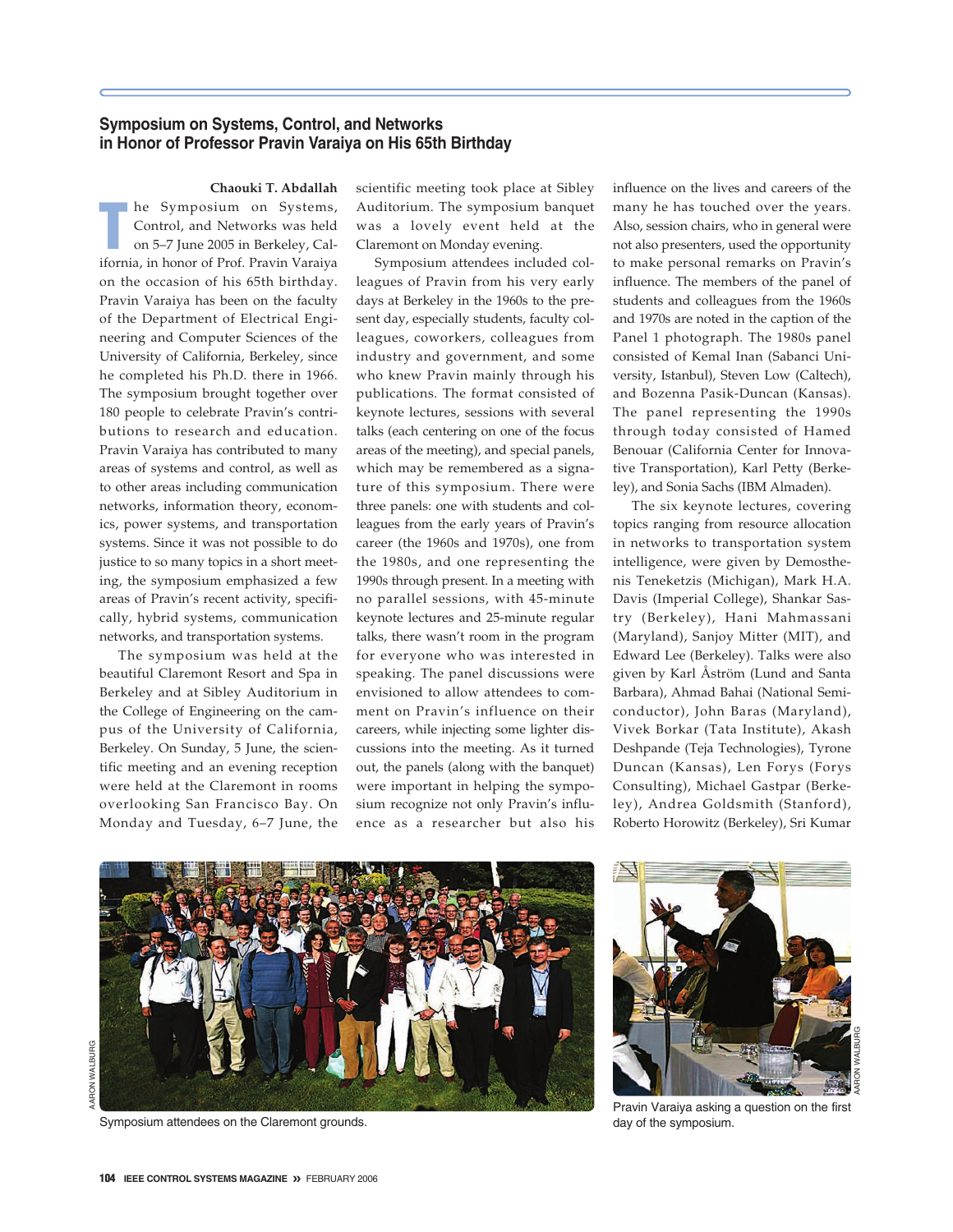## Symposium on Systems, Control, and Networks in Honor of Professor Pravin Varaiya on His 65th Birthday

**Chaouki T. Abdallah**

The Symposium on Systems, Control, and Networks was held on 5–7 June 2005 in Berkeley, California, in honor of Prof. Pravin Varaiya on the occasion of his 65th birthday. Pravin Varaiya has been on the faculty of the Department of Electrical Engineering and Computer Sciences of the University of California, Berkeley, since he completed his Ph.D. there in 1966. The symposium brought together over 180 people to celebrate Pravin's contributions to research and education. Pravin Varaiya has contributed to many areas of systems and control, as well as to other areas including communication networks, information theory, economics, power systems, and transportation systems. Since it was not possible to do justice to so many topics in a short meeting, the symposium emphasized a few areas of Pravin's recent activity, specifically, hybrid systems, communication networks, and transportation systems.

The symposium was held at the beautiful Claremont Resort and Spa in Berkeley and at Sibley Auditorium in the College of Engineering on the campus of the University of California, Berkeley. On Sunday, 5 June, the scientific meeting and an evening reception were held at the Claremont in rooms overlooking San Francisco Bay. On Monday and Tuesday, 6–7 June, the scientific meeting took place at Sibley Auditorium. The symposium banquet was a lovely event held at the Claremont on Monday evening.

Symposium attendees included colleagues of Pravin from his very early days at Berkeley in the 1960s to the present day, especially students, faculty colleagues, coworkers, colleagues from industry and government, and some who knew Pravin mainly through his publications. The format consisted of keynote lectures, sessions with several talks (each centering on one of the focus areas of the meeting), and special panels, which may be remembered as a signature of this symposium. There were three panels: one with students and colleagues from the early years of Pravin's career (the 1960s and 1970s), one from the 1980s, and one representing the 1990s through present. In a meeting with no parallel sessions, with 45-minute keynote lectures and 25-minute regular talks, there wasn't room in the program for everyone who was interested in speaking. The panel discussions were envisioned to allow attendees to comment on Pravin's influence on their careers, while injecting some lighter discussions into the meeting. As it turned out, the panels (along with the banquet) were important in helping the symposium recognize not only Pravin's influence as a researcher but also his influence on the lives and careers of the many he has touched over the years. Also, session chairs, who in general were not also presenters, used the opportunity to make personal remarks on Pravin's influence. The members of the panel of students and colleagues from the 1960s and 1970s are noted in the caption of the Panel 1 photograph. The 1980s panel consisted of Kemal Inan (Sabanci University, Istanbul), Steven Low (Caltech), and Bozenna Pasik-Duncan (Kansas). The panel representing the 1990s through today consisted of Hamed Benouar (California Center for Innovative Transportation), Karl Petty (Berkeley), and Sonia Sachs (IBM Almaden).

The six keynote lectures, covering topics ranging from resource allocation in networks to transportation system intelligence, were given by Demosthenis Teneketzis (Michigan), Mark H.A. Davis (Imperial College), Shankar Sastry (Berkeley), Hani Mahmassani (Maryland), Sanjoy Mitter (MIT), and Edward Lee (Berkeley). Talks were also given by Karl Åström (Lund and Santa Barbara), Ahmad Bahai (National Semiconductor), John Baras (Maryland), Vivek Borkar (Tata Institute), Akash Deshpande (Teja Technologies), Tyrone Duncan (Kansas), Len Forys (Forys Consulting), Michael Gastpar (Berkeley), Andrea Goldsmith (Stanford), Roberto Horowitz (Berkeley), Sri Kumar

AARON WALBURG

Symposium attendees on the Claremont grounds.

AARON WALBURG

Pravin Varaiya asking a question on the first day of the symposium.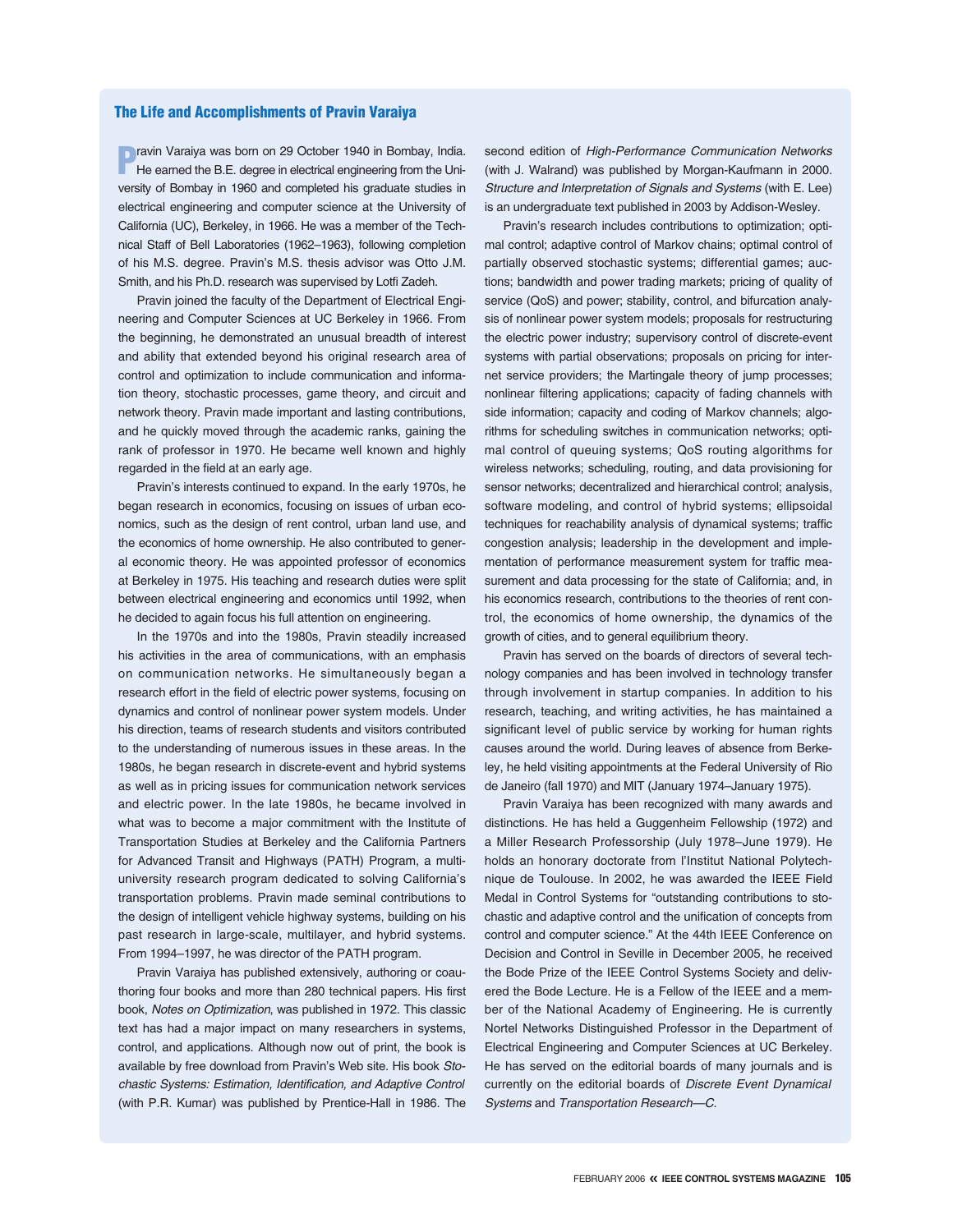## The Life and Accomplishments of Pravin Varaiya

Pravin Varaiya was born on 29 October 1940 in Bombay, India. He earned the B.E. degree in electrical engineering from the University of Bombay in 1960 and completed his graduate studies in electrical engineering and computer science at the University of California (UC), Berkeley, in 1966. He was a member of the Technical Staff of Bell Laboratories (1962–1963), following completion of his M.S. degree. Pravin's M.S. thesis advisor was Otto J.M. Smith, and his Ph.D. research was supervised by Lotfi Zadeh.

Pravin joined the faculty of the Department of Electrical Engineering and Computer Sciences at UC Berkeley in 1966. From the beginning, he demonstrated an unusual breadth of interest and ability that extended beyond his original research area of control and optimization to include communication and information theory, stochastic processes, game theory, and circuit and network theory. Pravin made important and lasting contributions, and he quickly moved through the academic ranks, gaining the rank of professor in 1970. He became well known and highly regarded in the field at an early age.

Pravin's interests continued to expand. In the early 1970s, he began research in economics, focusing on issues of urban economics, such as the design of rent control, urban land use, and the economics of home ownership. He also contributed to general economic theory. He was appointed professor of economics at Berkeley in 1975. His teaching and research duties were split between electrical engineering and economics until 1992, when he decided to again focus his full attention on engineering.

In the 1970s and into the 1980s, Pravin steadily increased his activities in the area of communications, with an emphasis on communication networks. He simultaneously began a research effort in the field of electric power systems, focusing on dynamics and control of nonlinear power system models. Under his direction, teams of research students and visitors contributed to the understanding of numerous issues in these areas. In the 1980s, he began research in discrete-event and hybrid systems as well as in pricing issues for communication network services and electric power. In the late 1980s, he became involved in what was to become a major commitment with the Institute of Transportation Studies at Berkeley and the California Partners for Advanced Transit and Highways (PATH) Program, a multiuniversity research program dedicated to solving California's transportation problems. Pravin made seminal contributions to the design of intelligent vehicle highway systems, building on his past research in large-scale, multilayer, and hybrid systems. From 1994–1997, he was director of the PATH program.

Pravin Varaiya has published extensively, authoring or coauthoring four books and more than 280 technical papers. His first book, *Notes on Optimization*, was published in 1972. This classic text has had a major impact on many researchers in systems, control, and applications. Although now out of print, the book is available by free download from Pravin's Web site. His book *Stochastic Systems: Estimation, Identification, and Adaptive Control* (with P.R. Kumar) was published by Prentice-Hall in 1986. The second edition of *High-Performance Communication Networks* (with J. Walrand) was published by Morgan-Kaufmann in 2000. *Structure and Interpretation of Signals and Systems* (with E. Lee) is an undergraduate text published in 2003 by Addison-Wesley.

Pravin's research includes contributions to optimization; optimal control; adaptive control of Markov chains; optimal control of partially observed stochastic systems; differential games; auctions; bandwidth and power trading markets; pricing of quality of service (QoS) and power; stability, control, and bifurcation analysis of nonlinear power system models; proposals for restructuring the electric power industry; supervisory control of discrete-event systems with partial observations; proposals on pricing for internet service providers; the Martingale theory of jump processes; nonlinear filtering applications; capacity of fading channels with side information; capacity and coding of Markov channels; algorithms for scheduling switches in communication networks; optimal control of queuing systems; QoS routing algorithms for wireless networks; scheduling, routing, and data provisioning for sensor networks; decentralized and hierarchical control; analysis, software modeling, and control of hybrid systems; ellipsoidal techniques for reachability analysis of dynamical systems; traffic congestion analysis; leadership in the development and implementation of performance measurement system for traffic measurement and data processing for the state of California; and, in his economics research, contributions to the theories of rent control, the economics of home ownership, the dynamics of the growth of cities, and to general equilibrium theory.

Pravin has served on the boards of directors of several technology companies and has been involved in technology transfer through involvement in startup companies. In addition to his research, teaching, and writing activities, he has maintained a significant level of public service by working for human rights causes around the world. During leaves of absence from Berkeley, he held visiting appointments at the Federal University of Rio de Janeiro (fall 1970) and MIT (January 1974–January 1975).

Pravin Varaiya has been recognized with many awards and distinctions. He has held a Guggenheim Fellowship (1972) and a Miller Research Professorship (July 1978–June 1979). He holds an honorary doctorate from l'Institut National Polytechnique de Toulouse. In 2002, he was awarded the IEEE Field Medal in Control Systems for "outstanding contributions to stochastic and adaptive control and the unification of concepts from control and computer science." At the 44th IEEE Conference on Decision and Control in Seville in December 2005, he received the Bode Prize of the IEEE Control Systems Society and delivered the Bode Lecture. He is a Fellow of the IEEE and a member of the National Academy of Engineering. He is currently Nortel Networks Distinguished Professor in the Department of Electrical Engineering and Computer Sciences at UC Berkeley. He has served on the editorial boards of many journals and is currently on the editorial boards of *Discrete Event Dynamical Systems* and *Transportation Research—C.*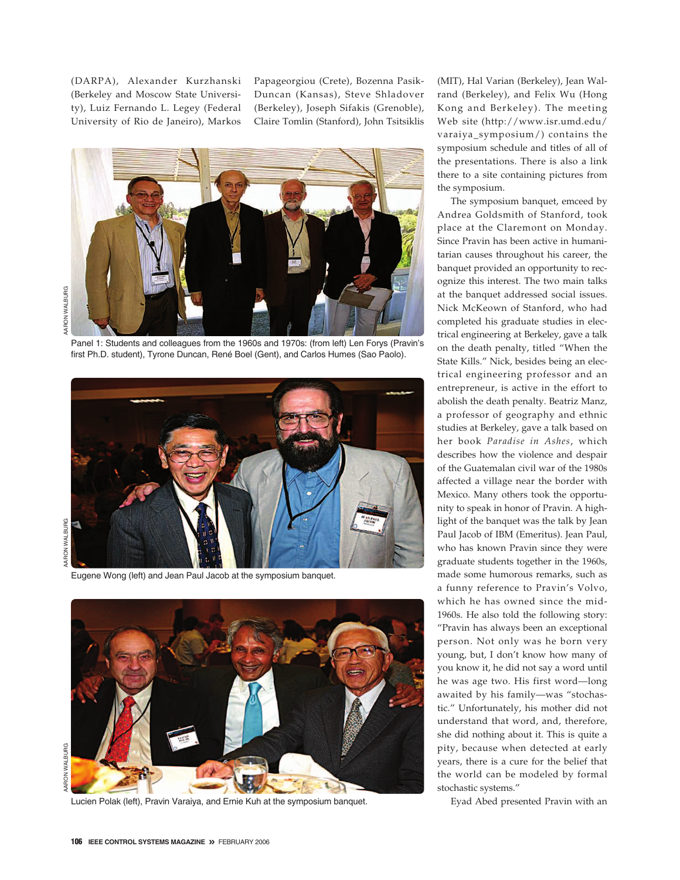(DARPA), Alexander Kurzhanski (Berkeley and Moscow State University), Luiz Fernando L. Legey (Federal University of Rio de Janeiro), Markos Papageorgiou (Crete), Bozenna Pasik-Duncan (Kansas), Steve Shladover (Berkeley), Joseph Sifakis (Grenoble), Claire Tomlin (Stanford), John Tsitsiklis (MIT), Hal Varian (Berkeley), Jean Walrand (Berkeley), and Felix Wu (Hong Kong and Berkeley). The meeting Web site (http://www.isr.umd.edu/varaiya_symposium/) contains the symposium schedule and titles of all of the presentations. There is also a link there to a site containing pictures from the symposium.

Panel 1: Students and colleagues from the 1960s and 1970s: (from left) Len Forys (Pravin's first Ph.D. student), Tyrone Duncan, René Boel (Gent), and Carlos Humes (Sao Paolo).

Eugene Wong (left) and Jean Paul Jacob at the symposium banquet.

Lucien Polak (left), Pravin Varaiya, and Ernie Kuh at the symposium banquet.

The symposium banquet, emceed by Andrea Goldsmith of Stanford, took place at the Claremont on Monday. Since Pravin has been active in humanitarian causes throughout his career, the banquet provided an opportunity to recognize this interest. The two main talks at the banquet addressed social issues. Nick McKeown of Stanford, who had completed his graduate studies in electrical engineering at Berkeley, gave a talk on the death penalty, titled "When the State Kills." Nick, besides being an electrical engineering professor and an entrepreneur, is active in the effort to abolish the death penalty. Beatriz Manz, a professor of geography and ethnic studies at Berkeley, gave a talk based on her book *Paradise in Ashes*, which describes how the violence and despair of the Guatemalan civil war of the 1980s affected a village near the border with Mexico. Many others took the opportunity to speak in honor of Pravin. A highlight of the banquet was the talk by Jean Paul Jacob of IBM (Emeritus). Jean Paul, who has known Pravin since they were graduate students together in the 1960s, made some humorous remarks, such as a funny reference to Pravin's Volvo, which he has owned since the mid-1960s. He also told the following story: "Pravin has always been an exceptional person. Not only was he born very young, but, I don't know how many of you know it, he did not say a word until he was age two. His first word—long awaited by his family—was "stochastic." Unfortunately, his mother did not understand that word, and, therefore, she did nothing about it. This is quite a pity, because when detected at early years, there is a cure for the belief that the world can be modeled by formal stochastic systems."

Eyad Abed presented Pravin with an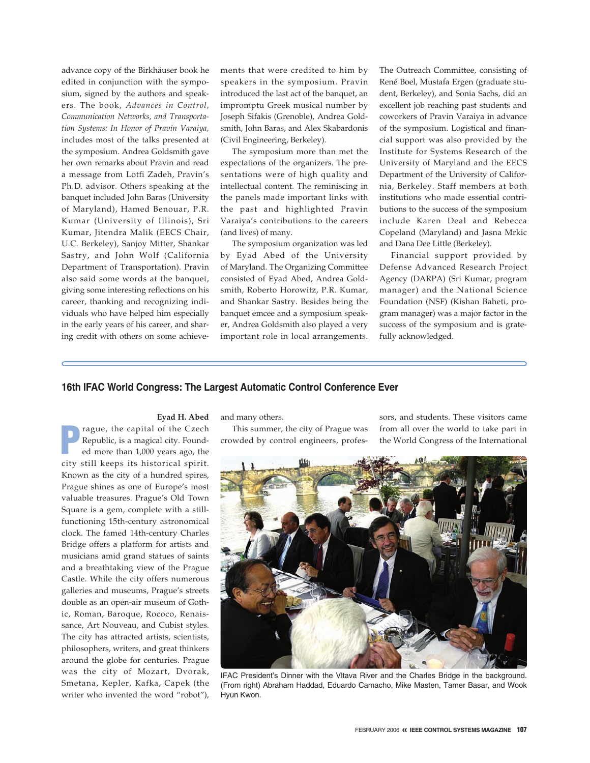advance copy of the Birkhäuser book he edited in conjunction with the symposium, signed by the authors and speakers. The book, *Advances in Control, Communication Networks, and Transportation Systems: In Honor of Pravin Varaiya,* includes most of the talks presented at the symposium. Andrea Goldsmith gave her own remarks about Pravin and read a message from Lotfi Zadeh, Pravin's Ph.D. advisor. Others speaking at the banquet included John Baras (University of Maryland), Hamed Benouar, P.R. Kumar (University of Illinois), Sri Kumar, Jitendra Malik (EECS Chair, U.C. Berkeley), Sanjoy Mitter, Shankar Sastry, and John Wolf (California Department of Transportation). Pravin also said some words at the banquet, giving some interesting reflections on his career, thanking and recognizing individuals who have helped him especially in the early years of his career, and sharing credit with others on some achievements that were credited to him by speakers in the symposium. Pravin introduced the last act of the banquet, an impromptu Greek musical number by Joseph Sifakis (Grenoble), Andrea Goldsmith, John Baras, and Alex Skabardonis (Civil Engineering, Berkeley).

The symposium more than met the expectations of the organizers. The presentations were of high quality and intellectual content. The reminiscing in the panels made important links with the past and highlighted Pravin Varaiya's contributions to the careers (and lives) of many.

The symposium organization was led by Eyad Abed of the University of Maryland. The Organizing Committee consisted of Eyad Abed, Andrea Goldsmith, Roberto Horowitz, P.R. Kumar, and Shankar Sastry. Besides being the banquet emcee and a symposium speaker, Andrea Goldsmith also played a very important role in local arrangements. The Outreach Committee, consisting of René Boel, Mustafa Ergen (graduate student, Berkeley), and Sonia Sachs, did an excellent job reaching past students and coworkers of Pravin Varaiya in advance of the symposium. Logistical and financial support was also provided by the Institute for Systems Research of the University of Maryland and the EECS Department of the University of California, Berkeley. Staff members at both institutions who made essential contributions to the success of the symposium include Karen Deal and Rebecca Copeland (Maryland) and Jasna Mrkic and Dana Dee Little (Berkeley).

Financial support provided by Defense Advanced Research Project Agency (DARPA) (Sri Kumar, program manager) and the National Science Foundation (NSF) (Kishan Baheti, program manager) was a major factor in the success of the symposium and is gratefully acknowledged.

## 16th IFAC World Congress: The Largest Automatic Control Conference Ever

**Eyad H. Abed**

Prague, the capital of the Czech Republic, is a magical city. Founded more than 1,000 years ago, the city still keeps its historical spirit. Known as the city of a hundred spires, Prague shines as one of Europe's most valuable treasures. Prague's Old Town Square is a gem, complete with a still-functioning 15th-century astronomical clock. The famed 14th-century Charles Bridge offers a platform for artists and musicians amid grand statues of saints and a breathtaking view of the Prague Castle. While the city offers numerous galleries and museums, Prague's streets double as an open-air museum of Gothic, Roman, Baroque, Rococo, Renaissance, Art Nouveau, and Cubist styles. The city has attracted artists, scientists, philosophers, writers, and great thinkers around the globe for centuries. Prague was the city of Mozart, Dvorak, Smetana, Kepler, Kafka, Capek (the writer who invented the word "robot"), and many others.

This summer, the city of Prague was crowded by control engineers, professors, and students. These visitors came from all over the world to take part in the World Congress of the International

IFAC President's Dinner with the Vltava River and the Charles Bridge in the background. (From right) Abraham Haddad, Eduardo Camacho, Mike Masten, Tamer Basar, and Wook Hyun Kwon.